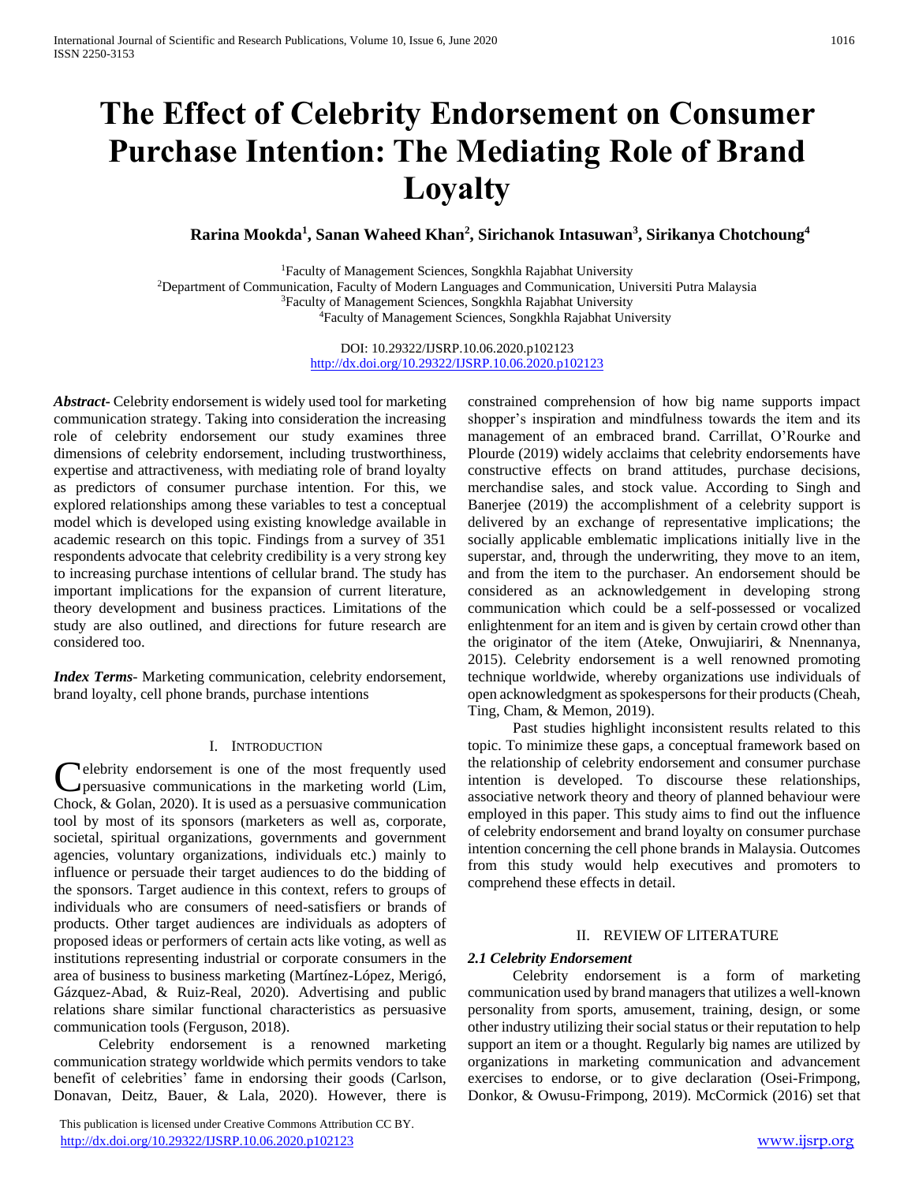# The Effect of Celebrity Endorsement on Consumer Purchase Intention: The Mediating Role of Brand Loyalty

**Rarina Mookda[1], Sanan Waheed Khan[2], Sirichanok Intasuwan[3], Sirikanya Chotchoung[4]**

[1]Faculty of Management Sciences, Songkhla Rajabhat University
[2]Department of Communication, Faculty of Modern Languages and Communication, Universiti Putra Malaysia
[3]Faculty of Management Sciences, Songkhla Rajabhat University
[4]Faculty of Management Sciences, Songkhla Rajabhat University

DOI: 10.29322/IJSRP.10.06.2020.p102123
http://dx.doi.org/10.29322/IJSRP.10.06.2020.p102123

***Abstract***- Celebrity endorsement is widely used tool for marketing communication strategy. Taking into consideration the increasing role of celebrity endorsement our study examines three dimensions of celebrity endorsement, including trustworthiness, expertise and attractiveness, with mediating role of brand loyalty as predictors of consumer purchase intention. For this, we explored relationships among these variables to test a conceptual model which is developed using existing knowledge available in academic research on this topic. Findings from a survey of 351 respondents advocate that celebrity credibility is a very strong key to increasing purchase intentions of cellular brand. The study has important implications for the expansion of current literature, theory development and business practices. Limitations of the study are also outlined, and directions for future research are considered too.

***Index Terms***- Marketing communication, celebrity endorsement, brand loyalty, cell phone brands, purchase intentions

## I. Introduction

Celebrity endorsement is one of the most frequently used persuasive communications in the marketing world (Lim, Chock, & Golan, 2020). It is used as a persuasive communication tool by most of its sponsors (marketers as well as, corporate, societal, spiritual organizations, governments and government agencies, voluntary organizations, individuals etc.) mainly to influence or persuade their target audiences to do the bidding of the sponsors. Target audience in this context, refers to groups of individuals who are consumers of need-satisfiers or brands of products. Other target audiences are individuals as adopters of proposed ideas or performers of certain acts like voting, as well as institutions representing industrial or corporate consumers in the area of business to business marketing (Martínez-López, Merigó, Gázquez-Abad, & Ruiz-Real, 2020). Advertising and public relations share similar functional characteristics as persuasive communication tools (Ferguson, 2018).

Celebrity endorsement is a renowned marketing communication strategy worldwide which permits vendors to take benefit of celebrities' fame in endorsing their goods (Carlson, Donavan, Deitz, Bauer, & Lala, 2020). However, there is constrained comprehension of how big name supports impact shopper's inspiration and mindfulness towards the item and its management of an embraced brand. Carrillat, O'Rourke and Plourde (2019) widely acclaims that celebrity endorsements have constructive effects on brand attitudes, purchase decisions, merchandise sales, and stock value. According to Singh and Banerjee (2019) the accomplishment of a celebrity support is delivered by an exchange of representative implications; the socially applicable emblematic implications initially live in the superstar, and, through the underwriting, they move to an item, and from the item to the purchaser. An endorsement should be considered as an acknowledgement in developing strong communication which could be a self-possessed or vocalized enlightenment for an item and is given by certain crowd other than the originator of the item (Ateke, Onwujiariri, & Nnennanya, 2015). Celebrity endorsement is a well renowned promoting technique worldwide, whereby organizations use individuals of open acknowledgment as spokespersons for their products (Cheah, Ting, Cham, & Memon, 2019).

Past studies highlight inconsistent results related to this topic. To minimize these gaps, a conceptual framework based on the relationship of celebrity endorsement and consumer purchase intention is developed. To discourse these relationships, associative network theory and theory of planned behaviour were employed in this paper. This study aims to find out the influence of celebrity endorsement and brand loyalty on consumer purchase intention concerning the cell phone brands in Malaysia. Outcomes from this study would help executives and promoters to comprehend these effects in detail.

## II. Review of Literature

### *2.1 Celebrity Endorsement*

Celebrity endorsement is a form of marketing communication used by brand managers that utilizes a well-known personality from sports, amusement, training, design, or some other industry utilizing their social status or their reputation to help support an item or a thought. Regularly big names are utilized by organizations in marketing communication and advancement exercises to endorse, or to give declaration (Osei-Frimpong, Donkor, & Owusu-Frimpong, 2019). McCormick (2016) set that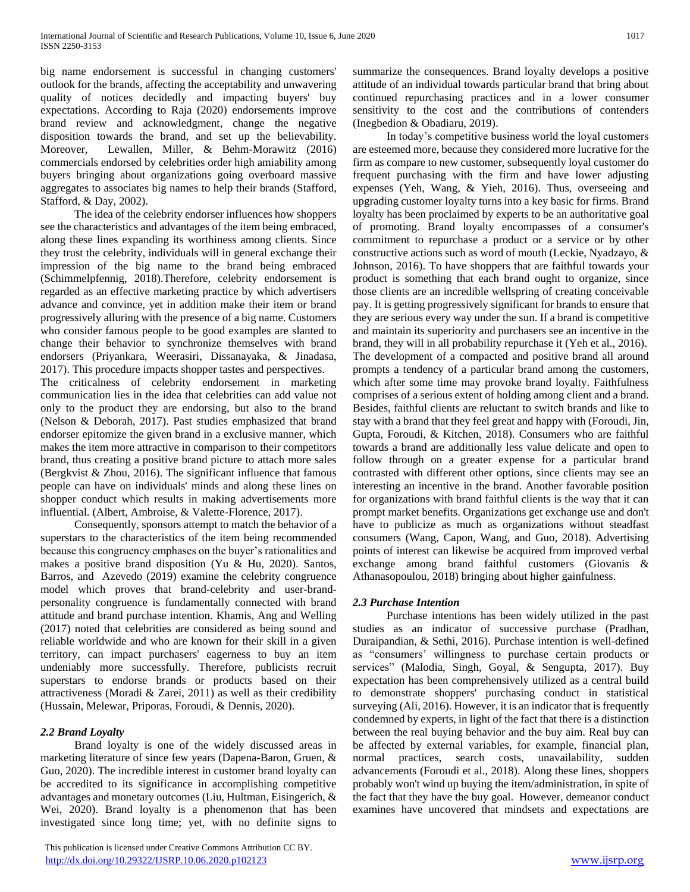big name endorsement is successful in changing customers' outlook for the brands, affecting the acceptability and unwavering quality of notices decidedly and impacting buyers' buy expectations. According to Raja (2020) endorsements improve brand review and acknowledgment, change the negative disposition towards the brand, and set up the believability. Moreover, Lewallen, Miller, & Behm-Morawitz (2016) commercials endorsed by celebrities order high amiability among buyers bringing about organizations going overboard massive aggregates to associates big names to help their brands (Stafford, Stafford, & Day, 2002).

The idea of the celebrity endorser influences how shoppers see the characteristics and advantages of the item being embraced, along these lines expanding its worthiness among clients. Since they trust the celebrity, individuals will in general exchange their impression of the big name to the brand being embraced (Schimmelpfennig, 2018).Therefore, celebrity endorsement is regarded as an effective marketing practice by which advertisers advance and convince, yet in addition make their item or brand progressively alluring with the presence of a big name. Customers who consider famous people to be good examples are slanted to change their behavior to synchronize themselves with brand endorsers (Priyankara, Weerasiri, Dissanayaka, & Jinadasa, 2017). This procedure impacts shopper tastes and perspectives.

The criticalness of celebrity endorsement in marketing communication lies in the idea that celebrities can add value not only to the product they are endorsing, but also to the brand (Nelson & Deborah, 2017). Past studies emphasized that brand endorser epitomize the given brand in a exclusive manner, which makes the item more attractive in comparison to their competitors brand, thus creating a positive brand picture to attach more sales (Bergkvist & Zhou, 2016). The significant influence that famous people can have on individuals' minds and along these lines on shopper conduct which results in making advertisements more influential. (Albert, Ambroise, & Valette-Florence, 2017).

Consequently, sponsors attempt to match the behavior of a superstars to the characteristics of the item being recommended because this congruency emphases on the buyer's rationalities and makes a positive brand disposition (Yu & Hu, 2020). Santos, Barros, and Azevedo (2019) examine the celebrity congruence model which proves that brand-celebrity and user-brand-personality congruence is fundamentally connected with brand attitude and brand purchase intention. Khamis, Ang and Welling (2017) noted that celebrities are considered as being sound and reliable worldwide and who are known for their skill in a given territory, can impact purchasers' eagerness to buy an item undeniably more successfully. Therefore, publicists recruit superstars to endorse brands or products based on their attractiveness (Moradi & Zarei, 2011) as well as their credibility (Hussain, Melewar, Priporas, Foroudi, & Dennis, 2020).

### *2.2 Brand Loyalty*

Brand loyalty is one of the widely discussed areas in marketing literature of since few years (Dapena-Baron, Gruen, & Guo, 2020). The incredible interest in customer brand loyalty can be accredited to its significance in accomplishing competitive advantages and monetary outcomes (Liu, Hultman, Eisingerich, & Wei, 2020). Brand loyalty is a phenomenon that has been investigated since long time; yet, with no definite signs to summarize the consequences. Brand loyalty develops a positive attitude of an individual towards particular brand that bring about continued repurchasing practices and in a lower consumer sensitivity to the cost and the contributions of contenders (Inegbedion & Obadiaru, 2019).

In today's competitive business world the loyal customers are esteemed more, because they considered more lucrative for the firm as compare to new customer, subsequently loyal customer do frequent purchasing with the firm and have lower adjusting expenses (Yeh, Wang, & Yieh, 2016). Thus, overseeing and upgrading customer loyalty turns into a key basic for firms. Brand loyalty has been proclaimed by experts to be an authoritative goal of promoting. Brand loyalty encompasses of a consumer's commitment to repurchase a product or a service or by other constructive actions such as word of mouth (Leckie, Nyadzayo, & Johnson, 2016). To have shoppers that are faithful towards your product is something that each brand ought to organize, since those clients are an incredible wellspring of creating conceivable pay. It is getting progressively significant for brands to ensure that they are serious every way under the sun. If a brand is competitive and maintain its superiority and purchasers see an incentive in the brand, they will in all probability repurchase it (Yeh et al., 2016). The development of a compacted and positive brand all around prompts a tendency of a particular brand among the customers, which after some time may provoke brand loyalty. Faithfulness comprises of a serious extent of holding among client and a brand. Besides, faithful clients are reluctant to switch brands and like to stay with a brand that they feel great and happy with (Foroudi, Jin, Gupta, Foroudi, & Kitchen, 2018). Consumers who are faithful towards a brand are additionally less value delicate and open to follow through on a greater expense for a particular brand contrasted with different other options, since clients may see an interesting an incentive in the brand. Another favorable position for organizations with brand faithful clients is the way that it can prompt market benefits. Organizations get exchange use and don't have to publicize as much as organizations without steadfast consumers (Wang, Capon, Wang, and Guo, 2018). Advertising points of interest can likewise be acquired from improved verbal exchange among brand faithful customers (Giovanis & Athanasopoulou, 2018) bringing about higher gainfulness.

### *2.3 Purchase Intention*

Purchase intentions has been widely utilized in the past studies as an indicator of successive purchase (Pradhan, Duraipandian, & Sethi, 2016). Purchase intention is well-defined as "consumers' willingness to purchase certain products or services" (Malodia, Singh, Goyal, & Sengupta, 2017). Buy expectation has been comprehensively utilized as a central build to demonstrate shoppers' purchasing conduct in statistical surveying (Ali, 2016). However, it is an indicator that is frequently condemned by experts, in light of the fact that there is a distinction between the real buying behavior and the buy aim. Real buy can be affected by external variables, for example, financial plan, normal practices, search costs, unavailability, sudden advancements (Foroudi et al., 2018). Along these lines, shoppers probably won't wind up buying the item/administration, in spite of the fact that they have the buy goal. However, demeanor conduct examines have uncovered that mindsets and expectations are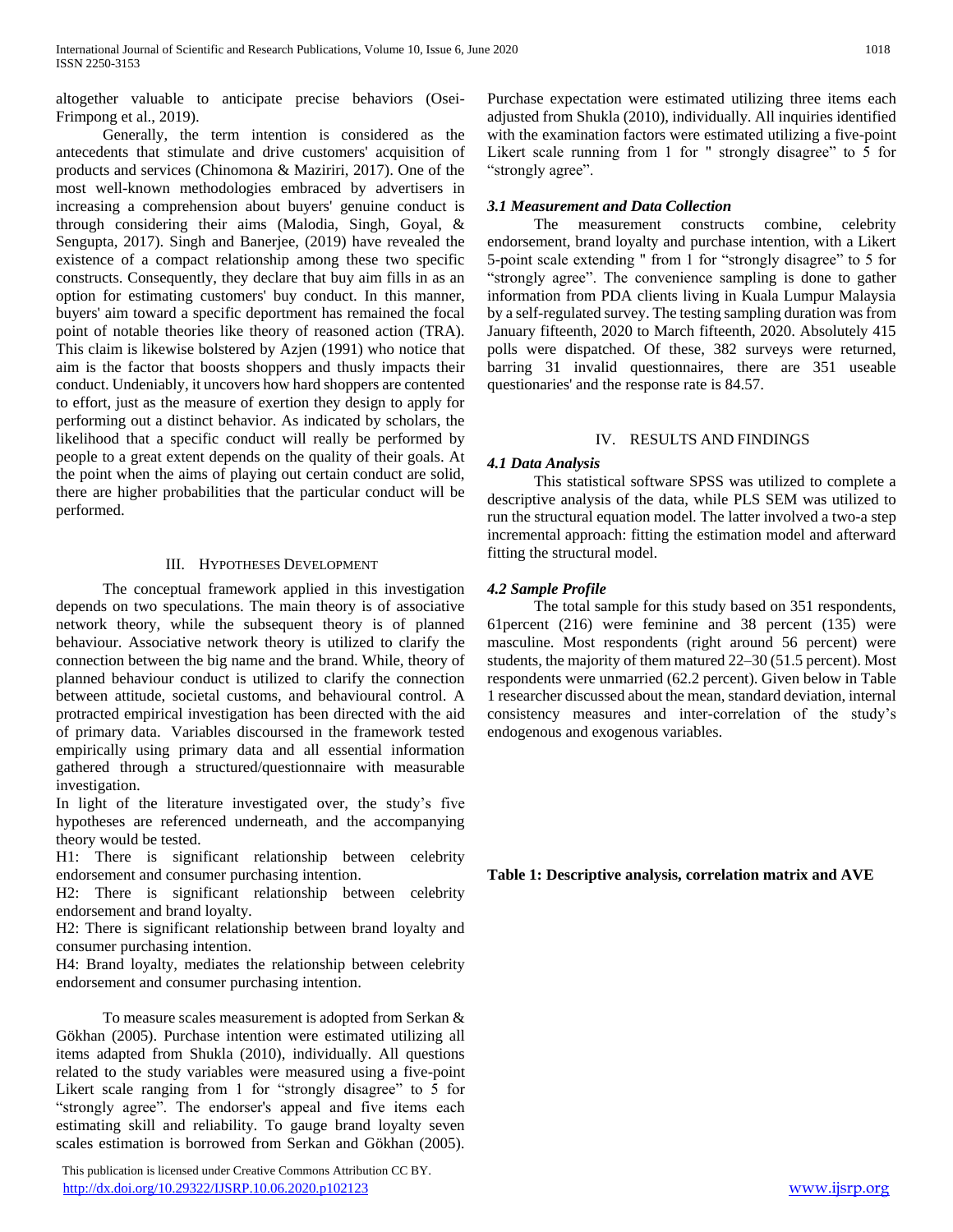altogether valuable to anticipate precise behaviors (Osei-Frimpong et al., 2019).

Generally, the term intention is considered as the antecedents that stimulate and drive customers' acquisition of products and services (Chinomona & Maziriri, 2017). One of the most well-known methodologies embraced by advertisers in increasing a comprehension about buyers' genuine conduct is through considering their aims (Malodia, Singh, Goyal, & Sengupta, 2017). Singh and Banerjee, (2019) have revealed the existence of a compact relationship among these two specific constructs. Consequently, they declare that buy aim fills in as an option for estimating customers' buy conduct. In this manner, buyers' aim toward a specific deportment has remained the focal point of notable theories like theory of reasoned action (TRA). This claim is likewise bolstered by Azjen (1991) who notice that aim is the factor that boosts shoppers and thusly impacts their conduct. Undeniably, it uncovers how hard shoppers are contented to effort, just as the measure of exertion they design to apply for performing out a distinct behavior. As indicated by scholars, the likelihood that a specific conduct will really be performed by people to a great extent depends on the quality of their goals. At the point when the aims of playing out certain conduct are solid, there are higher probabilities that the particular conduct will be performed.

## III. Hypotheses Development

The conceptual framework applied in this investigation depends on two speculations. The main theory is of associative network theory, while the subsequent theory is of planned behaviour. Associative network theory is utilized to clarify the connection between the big name and the brand. While, theory of planned behaviour conduct is utilized to clarify the connection between attitude, societal customs, and behavioural control. A protracted empirical investigation has been directed with the aid of primary data. Variables discoursed in the framework tested empirically using primary data and all essential information gathered through a structured/questionnaire with measurable investigation.

In light of the literature investigated over, the study's five hypotheses are referenced underneath, and the accompanying theory would be tested.

H1: There is significant relationship between celebrity endorsement and consumer purchasing intention.

H2: There is significant relationship between celebrity endorsement and brand loyalty.

H2: There is significant relationship between brand loyalty and consumer purchasing intention.

H4: Brand loyalty, mediates the relationship between celebrity endorsement and consumer purchasing intention.

To measure scales measurement is adopted from Serkan & Gökhan (2005). Purchase intention were estimated utilizing all items adapted from Shukla (2010), individually. All questions related to the study variables were measured using a five-point Likert scale ranging from 1 for "strongly disagree" to 5 for "strongly agree". The endorser's appeal and five items each estimating skill and reliability. To gauge brand loyalty seven scales estimation is borrowed from Serkan and Gökhan (2005). Purchase expectation were estimated utilizing three items each adjusted from Shukla (2010), individually. All inquiries identified with the examination factors were estimated utilizing a five-point Likert scale running from 1 for " strongly disagree" to 5 for "strongly agree".

### *3.1 Measurement and Data Collection*

The measurement constructs combine, celebrity endorsement, brand loyalty and purchase intention, with a Likert 5-point scale extending " from 1 for "strongly disagree" to 5 for "strongly agree". The convenience sampling is done to gather information from PDA clients living in Kuala Lumpur Malaysia by a self-regulated survey. The testing sampling duration was from January fifteenth, 2020 to March fifteenth, 2020. Absolutely 415 polls were dispatched. Of these, 382 surveys were returned, barring 31 invalid questionnaires, there are 351 useable questionaries' and the response rate is 84.57.

## IV. Results and Findings

### *4.1 Data Analysis*

This statistical software SPSS was utilized to complete a descriptive analysis of the data, while PLS SEM was utilized to run the structural equation model. The latter involved a two-a step incremental approach: fitting the estimation model and afterward fitting the structural model.

### *4.2 Sample Profile*

The total sample for this study based on 351 respondents, 61percent (216) were feminine and 38 percent (135) were masculine. Most respondents (right around 56 percent) were students, the majority of them matured 22–30 (51.5 percent). Most respondents were unmarried (62.2 percent). Given below in Table 1 researcher discussed about the mean, standard deviation, internal consistency measures and inter-correlation of the study's endogenous and exogenous variables.

**Table 1: Descriptive analysis, correlation matrix and AVE**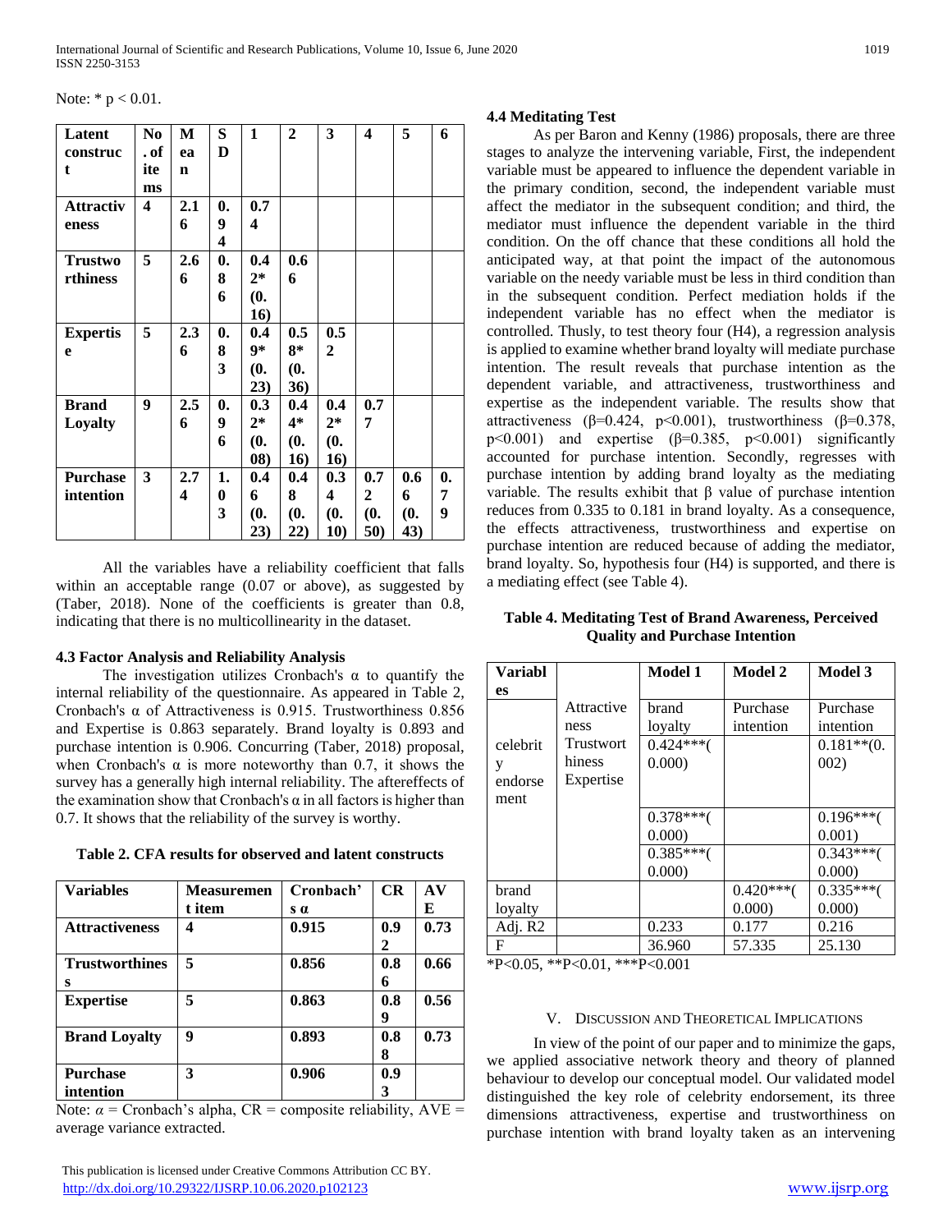Note: * p < 0.01.

| Latent construct | No. of items | Mean | SD | 1 | 2 | 3 | 4 | 5 | 6 |
|---|---|---|---|---|---|---|---|---|---|
| **Attractiveness** | **4** | **2.16** | **0.94** | **0.74** | | | | | |
| **Trustworthiness** | **5** | **2.66** | **0.86** | **0.42* (0.16)** | **0.66** | | | | |
| **Expertise** | **5** | **2.36** | **0.83** | **0.49* (0.23)** | **0.58* (0.36)** | **0.52** | | | |
| **Brand Loyalty** | **9** | **2.56** | **0.96** | **0.32* (0.08)** | **0.44* (0.16)** | **0.42* (0.16)** | **0.77** | | |
| **Purchase intention** | **3** | **2.74** | **1.03** | **0.46 (0.23)** | **0.48 (0.22)** | **0.34 (0.10)** | **0.72 (0.50)** | **0.66 (0.43)** | **0.79** |

All the variables have a reliability coefficient that falls within an acceptable range (0.07 or above), as suggested by (Taber, 2018). None of the coefficients is greater than 0.8, indicating that there is no multicollinearity in the dataset.

### 4.3 Factor Analysis and Reliability Analysis

The investigation utilizes Cronbach's α to quantify the internal reliability of the questionnaire. As appeared in Table 2, Cronbach's α of Attractiveness is 0.915. Trustworthiness 0.856 and Expertise is 0.863 separately. Brand loyalty is 0.893 and purchase intention is 0.906. Concurring (Taber, 2018) proposal, when Cronbach's α is more noteworthy than 0.7, it shows the survey has a generally high internal reliability. The aftereffects of the examination show that Cronbach's α in all factors is higher than 0.7. It shows that the reliability of the survey is worthy.

**Table 2. CFA results for observed and latent constructs**

| Variables | Measurement item | Cronbach's α | CR | AVE |
|---|---|---|---|---|
| **Attractiveness** | **4** | **0.915** | **0.92** | **0.73** |
| **Trustworthiness** | **5** | **0.856** | **0.86** | **0.66** |
| **Expertise** | **5** | **0.863** | **0.89** | **0.56** |
| **Brand Loyalty** | **9** | **0.893** | **0.88** | **0.73** |
| **Purchase intention** | **3** | **0.906** | **0.93** | |

Note: $\alpha$ = Cronbach's alpha, CR = composite reliability, AVE = average variance extracted.

### 4.4 Meditating Test

As per Baron and Kenny (1986) proposals, there are three stages to analyze the intervening variable, First, the independent variable must be appeared to influence the dependent variable in the primary condition, second, the independent variable must affect the mediator in the subsequent condition; and third, the mediator must influence the dependent variable in the third condition. On the off chance that these conditions all hold the anticipated way, at that point the impact of the autonomous variable on the needy variable must be less in third condition than in the subsequent condition. Perfect mediation holds if the independent variable has no effect when the mediator is controlled. Thusly, to test theory four (H4), a regression analysis is applied to examine whether brand loyalty will mediate purchase intention. The result reveals that purchase intention as the dependent variable, and attractiveness, trustworthiness and expertise as the independent variable. The results show that attractiveness (β=0.424, p<0.001), trustworthiness (β=0.378, p<0.001) and expertise (β=0.385, p<0.001) significantly accounted for purchase intention. Secondly, regresses with purchase intention by adding brand loyalty as the mediating variable. The results exhibit that β value of purchase intention reduces from 0.335 to 0.181 in brand loyalty. As a consequence, the effects attractiveness, trustworthiness and expertise on purchase intention are reduced because of adding the mediator, brand loyalty. So, hypothesis four (H4) is supported, and there is a mediating effect (see Table 4).

**Table 4. Meditating Test of Brand Awareness, Perceived Quality and Purchase Intention**

| Variables | | Model 1 | Model 2 | Model 3 |
|---|---|---|---|---|
| celebrity endorsement | Attractiveness Trustworthiness Expertise | brand loyalty | Purchase intention | Purchase intention |
| | | 0.424***(0.000) | | 0.181**(0.002) |
| | | 0.378***(0.000) | | 0.196***(0.001) |
| | | 0.385***(0.000) | | 0.343***(0.000) |
| brand loyalty | | | 0.420***(0.000) | 0.335***(0.000) |
| Adj. R2 | | 0.233 | 0.177 | 0.216 |
| F | | 36.960 | 57.335 | 25.130 |

*P<0.05, **P<0.01, ***P<0.001

## V. Discussion and Theoretical Implications

In view of the point of our paper and to minimize the gaps, we applied associative network theory and theory of planned behaviour to develop our conceptual model. Our validated model distinguished the key role of celebrity endorsement, its three dimensions attractiveness, expertise and trustworthiness on purchase intention with brand loyalty taken as an intervening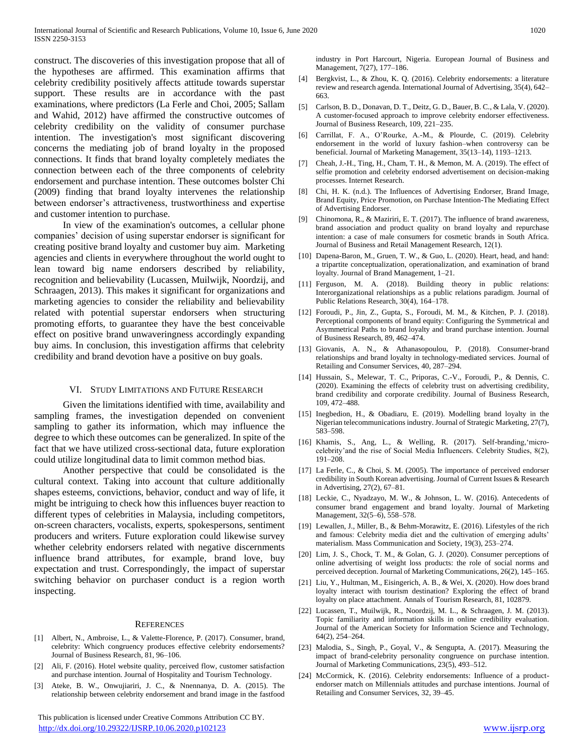construct. The discoveries of this investigation propose that all of the hypotheses are affirmed. This examination affirms that celebrity credibility positively affects attitude towards superstar support. These results are in accordance with the past examinations, where predictors (La Ferle and Choi, 2005; Sallam and Wahid, 2012) have affirmed the constructive outcomes of celebrity credibility on the validity of consumer purchase intention. The investigation's most significant discovering concerns the mediating job of brand loyalty in the proposed connections. It finds that brand loyalty completely mediates the connection between each of the three components of celebrity endorsement and purchase intention. These outcomes bolster Chi (2009) finding that brand loyalty intervenes the relationship between endorser's attractiveness, trustworthiness and expertise and customer intention to purchase.

In view of the examination's outcomes, a cellular phone companies' decision of using superstar endorser is significant for creating positive brand loyalty and customer buy aim. Marketing agencies and clients in everywhere throughout the world ought to lean toward big name endorsers described by reliability, recognition and believability (Lucassen, Muilwijk, Noordzij, and Schraagen, 2013). This makes it significant for organizations and marketing agencies to consider the reliability and believability related with potential superstar endorsers when structuring promoting efforts, to guarantee they have the best conceivable effect on positive brand unwaveringness accordingly expanding buy aims. In conclusion, this investigation affirms that celebrity credibility and brand devotion have a positive on buy goals.

## VI. Study Limitations and Future Research

Given the limitations identified with time, availability and sampling frames, the investigation depended on convenient sampling to gather its information, which may influence the degree to which these outcomes can be generalized. In spite of the fact that we have utilized cross-sectional data, future exploration could utilize longitudinal data to limit common method bias.

Another perspective that could be consolidated is the cultural context. Taking into account that culture additionally shapes esteems, convictions, behavior, conduct and way of life, it might be intriguing to check how this influences buyer reaction to different types of celebrities in Malaysia, including competitors, on-screen characters, vocalists, experts, spokespersons, sentiment producers and writers. Future exploration could likewise survey whether celebrity endorsers related with negative discernments influence brand attributes, for example, brand love, buy expectation and trust. Correspondingly, the impact of superstar switching behavior on purchaser conduct is a region worth inspecting.

## References

[1] Albert, N., Ambroise, L., & Valette-Florence, P. (2017). Consumer, brand, celebrity: Which congruency produces effective celebrity endorsements? Journal of Business Research, 81, 96–106.

[2] Ali, F. (2016). Hotel website quality, perceived flow, customer satisfaction and purchase intention. Journal of Hospitality and Tourism Technology.

[3] Ateke, B. W., Onwujiariri, J. C., & Nnennanya, D. A. (2015). The relationship between celebrity endorsement and brand image in the fastfood industry in Port Harcourt, Nigeria. European Journal of Business and Management, 7(27), 177–186.

[4] Bergkvist, L., & Zhou, K. Q. (2016). Celebrity endorsements: a literature review and research agenda. International Journal of Advertising, 35(4), 642–663.

[5] Carlson, B. D., Donavan, D. T., Deitz, G. D., Bauer, B. C., & Lala, V. (2020). A customer-focused approach to improve celebrity endorser effectiveness. Journal of Business Research, 109, 221–235.

[6] Carrillat, F. A., O'Rourke, A.-M., & Plourde, C. (2019). Celebrity endorsement in the world of luxury fashion–when controversy can be beneficial. Journal of Marketing Management, 35(13–14), 1193–1213.

[7] Cheah, J.-H., Ting, H., Cham, T. H., & Memon, M. A. (2019). The effect of selfie promotion and celebrity endorsed advertisement on decision-making processes. Internet Research.

[8] Chi, H. K. (n.d.). The Influences of Advertising Endorser, Brand Image, Brand Equity, Price Promotion, on Purchase Intention-The Mediating Effect of Advertising Endorser.

[9] Chinomona, R., & Maziriri, E. T. (2017). The influence of brand awareness, brand association and product quality on brand loyalty and repurchase intention: a case of male consumers for cosmetic brands in South Africa. Journal of Business and Retail Management Research, 12(1).

[10] Dapena-Baron, M., Gruen, T. W., & Guo, L. (2020). Heart, head, and hand: a tripartite conceptualization, operationalization, and examination of brand loyalty. Journal of Brand Management, 1–21.

[11] Ferguson, M. A. (2018). Building theory in public relations: Interorganizational relationships as a public relations paradigm. Journal of Public Relations Research, 30(4), 164–178.

[12] Foroudi, P., Jin, Z., Gupta, S., Foroudi, M. M., & Kitchen, P. J. (2018). Perceptional components of brand equity: Configuring the Symmetrical and Asymmetrical Paths to brand loyalty and brand purchase intention. Journal of Business Research, 89, 462–474.

[13] Giovanis, A. N., & Athanasopoulou, P. (2018). Consumer-brand relationships and brand loyalty in technology-mediated services. Journal of Retailing and Consumer Services, 40, 287–294.

[14] Hussain, S., Melewar, T. C., Priporas, C.-V., Foroudi, P., & Dennis, C. (2020). Examining the effects of celebrity trust on advertising credibility, brand credibility and corporate credibility. Journal of Business Research, 109, 472–488.

[15] Inegbedion, H., & Obadiaru, E. (2019). Modelling brand loyalty in the Nigerian telecommunications industry. Journal of Strategic Marketing, 27(7), 583–598.

[16] Khamis, S., Ang, L., & Welling, R. (2017). Self-branding,'micro-celebrity'and the rise of Social Media Influencers. Celebrity Studies, 8(2), 191–208.

[17] La Ferle, C., & Choi, S. M. (2005). The importance of perceived endorser credibility in South Korean advertising. Journal of Current Issues & Research in Advertising, 27(2), 67–81.

[18] Leckie, C., Nyadzayo, M. W., & Johnson, L. W. (2016). Antecedents of consumer brand engagement and brand loyalty. Journal of Marketing Management, 32(5–6), 558–578.

[19] Lewallen, J., Miller, B., & Behm-Morawitz, E. (2016). Lifestyles of the rich and famous: Celebrity media diet and the cultivation of emerging adults' materialism. Mass Communication and Society, 19(3), 253–274.

[20] Lim, J. S., Chock, T. M., & Golan, G. J. (2020). Consumer perceptions of online advertising of weight loss products: the role of social norms and perceived deception. Journal of Marketing Communications, 26(2), 145–165.

[21] Liu, Y., Hultman, M., Eisingerich, A. B., & Wei, X. (2020). How does brand loyalty interact with tourism destination? Exploring the effect of brand loyalty on place attachment. Annals of Tourism Research, 81, 102879.

[22] Lucassen, T., Muilwijk, R., Noordzij, M. L., & Schraagen, J. M. (2013). Topic familiarity and information skills in online credibility evaluation. Journal of the American Society for Information Science and Technology, 64(2), 254–264.

[23] Malodia, S., Singh, P., Goyal, V., & Sengupta, A. (2017). Measuring the impact of brand-celebrity personality congruence on purchase intention. Journal of Marketing Communications, 23(5), 493–512.

[24] McCormick, K. (2016). Celebrity endorsements: Influence of a product-endorser match on Millennials attitudes and purchase intentions. Journal of Retailing and Consumer Services, 32, 39–45.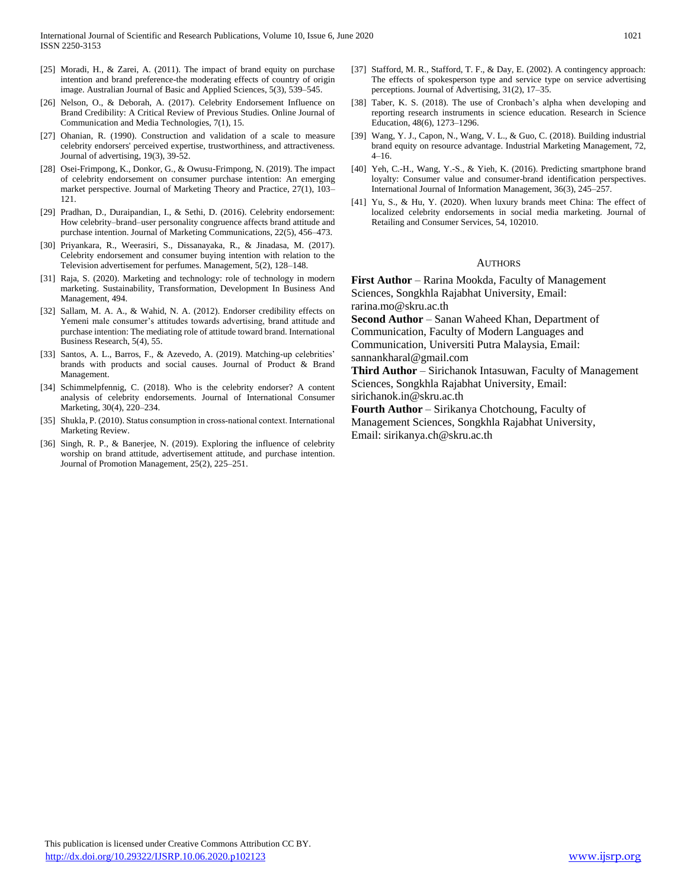[25] Moradi, H., & Zarei, A. (2011). The impact of brand equity on purchase intention and brand preference-the moderating effects of country of origin image. Australian Journal of Basic and Applied Sciences, 5(3), 539–545.

[26] Nelson, O., & Deborah, A. (2017). Celebrity Endorsement Influence on Brand Credibility: A Critical Review of Previous Studies. Online Journal of Communication and Media Technologies, 7(1), 15.

[27] Ohanian, R. (1990). Construction and validation of a scale to measure celebrity endorsers' perceived expertise, trustworthiness, and attractiveness. Journal of advertising, 19(3), 39-52.

[28] Osei-Frimpong, K., Donkor, G., & Owusu-Frimpong, N. (2019). The impact of celebrity endorsement on consumer purchase intention: An emerging market perspective. Journal of Marketing Theory and Practice, 27(1), 103–121.

[29] Pradhan, D., Duraipandian, I., & Sethi, D. (2016). Celebrity endorsement: How celebrity–brand–user personality congruence affects brand attitude and purchase intention. Journal of Marketing Communications, 22(5), 456–473.

[30] Priyankara, R., Weerasiri, S., Dissanayaka, R., & Jinadasa, M. (2017). Celebrity endorsement and consumer buying intention with relation to the Television advertisement for perfumes. Management, 5(2), 128–148.

[31] Raja, S. (2020). Marketing and technology: role of technology in modern marketing. Sustainability, Transformation, Development In Business And Management, 494.

[32] Sallam, M. A. A., & Wahid, N. A. (2012). Endorser credibility effects on Yemeni male consumer's attitudes towards advertising, brand attitude and purchase intention: The mediating role of attitude toward brand. International Business Research, 5(4), 55.

[33] Santos, A. L., Barros, F., & Azevedo, A. (2019). Matching-up celebrities' brands with products and social causes. Journal of Product & Brand Management.

[34] Schimmelpfennig, C. (2018). Who is the celebrity endorser? A content analysis of celebrity endorsements. Journal of International Consumer Marketing, 30(4), 220–234.

[35] Shukla, P. (2010). Status consumption in cross-national context. International Marketing Review.

[36] Singh, R. P., & Banerjee, N. (2019). Exploring the influence of celebrity worship on brand attitude, advertisement attitude, and purchase intention. Journal of Promotion Management, 25(2), 225–251.

[37] Stafford, M. R., Stafford, T. F., & Day, E. (2002). A contingency approach: The effects of spokesperson type and service type on service advertising perceptions. Journal of Advertising, 31(2), 17–35.

[38] Taber, K. S. (2018). The use of Cronbach's alpha when developing and reporting research instruments in science education. Research in Science Education, 48(6), 1273–1296.

[39] Wang, Y. J., Capon, N., Wang, V. L., & Guo, C. (2018). Building industrial brand equity on resource advantage. Industrial Marketing Management, 72, 4–16.

[40] Yeh, C.-H., Wang, Y.-S., & Yieh, K. (2016). Predicting smartphone brand loyalty: Consumer value and consumer-brand identification perspectives. International Journal of Information Management, 36(3), 245–257.

[41] Yu, S., & Hu, Y. (2020). When luxury brands meet China: The effect of localized celebrity endorsements in social media marketing. Journal of Retailing and Consumer Services, 54, 102010.

## AUTHORS

**First Author** – Rarina Mookda, Faculty of Management Sciences, Songkhla Rajabhat University, Email: rarina.mo@skru.ac.th

**Second Author** – Sanan Waheed Khan, Department of Communication, Faculty of Modern Languages and Communication, Universiti Putra Malaysia, Email: sannankharal@gmail.com

**Third Author** – Sirichanok Intasuwan, Faculty of Management Sciences, Songkhla Rajabhat University, Email: sirichanok.in@skru.ac.th

**Fourth Author** – Sirikanya Chotchoung, Faculty of Management Sciences, Songkhla Rajabhat University, Email: sirikanya.ch@skru.ac.th